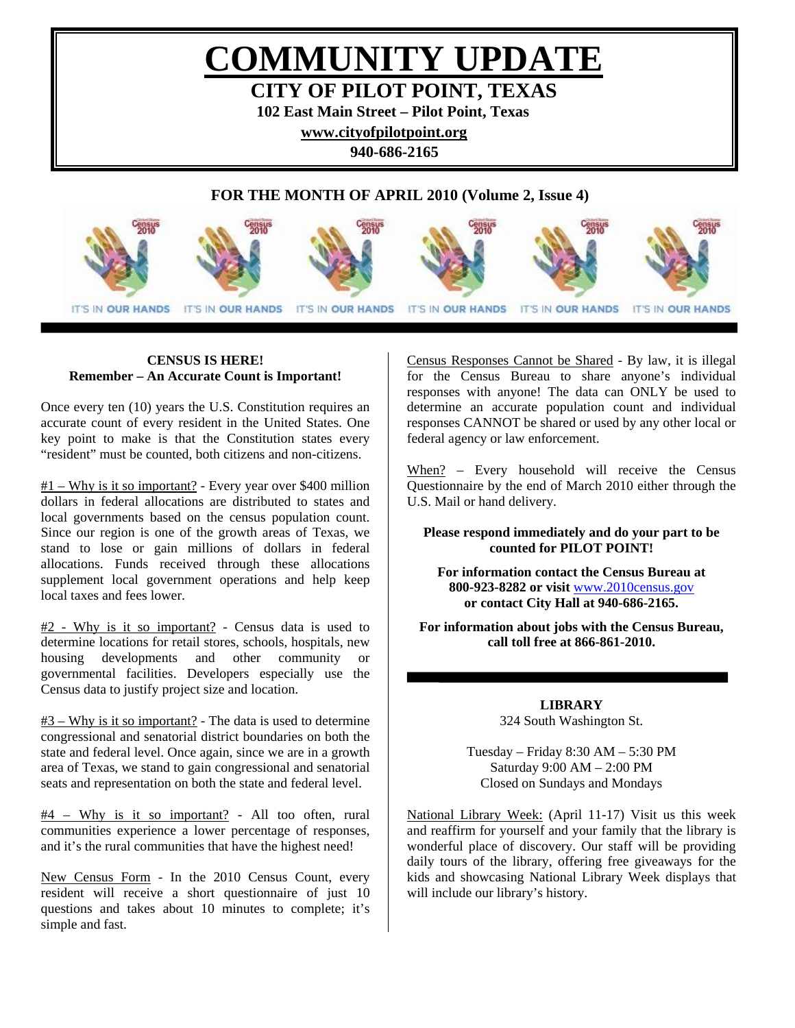# COMMUNITY UPDATE

## CITY OF PILOT POINT, TEXAS

**102 East Main Street – Pilot Point, Texas**

**www.cityofpilotpoint.org**

**940-686-2165**

**FOR THE MONTH OF APRIL 2010 (Volume 2, Issue 4)**

IT'S IN OUR HANDS IT'S IN OUR HANDS IT'S IN OUR HANDS IT'S IN OUR HANDS IT'S IN OUR HANDS IT'S IN OUR HANDS

### CENSUS IS HERE!
**Remember – An Accurate Count is Important!**

Once every ten (10) years the U.S. Constitution requires an accurate count of every resident in the United States. One key point to make is that the Constitution states every "resident" must be counted, both citizens and non-citizens.

#1 – Why is it so important? - Every year over $400 million dollars in federal allocations are distributed to states and local governments based on the census population count. Since our region is one of the growth areas of Texas, we stand to lose or gain millions of dollars in federal allocations. Funds received through these allocations supplement local government operations and help keep local taxes and fees lower.

#2 - Why is it so important? - Census data is used to determine locations for retail stores, schools, hospitals, new housing developments and other community or governmental facilities. Developers especially use the Census data to justify project size and location.

#3 – Why is it so important? - The data is used to determine congressional and senatorial district boundaries on both the state and federal level. Once again, since we are in a growth area of Texas, we stand to gain congressional and senatorial seats and representation on both the state and federal level.

#4 – Why is it so important? - All too often, rural communities experience a lower percentage of responses, and it's the rural communities that have the highest need!

New Census Form - In the 2010 Census Count, every resident will receive a short questionnaire of just 10 questions and takes about 10 minutes to complete; it's simple and fast.

Census Responses Cannot be Shared - By law, it is illegal for the Census Bureau to share anyone's individual responses with anyone! The data can ONLY be used to determine an accurate population count and individual responses CANNOT be shared or used by any other local or federal agency or law enforcement.

When? – Every household will receive the Census Questionnaire by the end of March 2010 either through the U.S. Mail or hand delivery.

**Please respond immediately and do your part to be counted for PILOT POINT!**

**For information contact the Census Bureau at 800-923-8282 or visit** www.2010census.gov **or contact City Hall at 940-686-2165.**

**For information about jobs with the Census Bureau, call toll free at 866-861-2010.**

### LIBRARY
324 South Washington St.

Tuesday – Friday 8:30 AM – 5:30 PM
Saturday 9:00 AM – 2:00 PM
Closed on Sundays and Mondays

National Library Week: (April 11-17) Visit us this week and reaffirm for yourself and your family that the library is wonderful place of discovery. Our staff will be providing daily tours of the library, offering free giveaways for the kids and showcasing National Library Week displays that will include our library's history.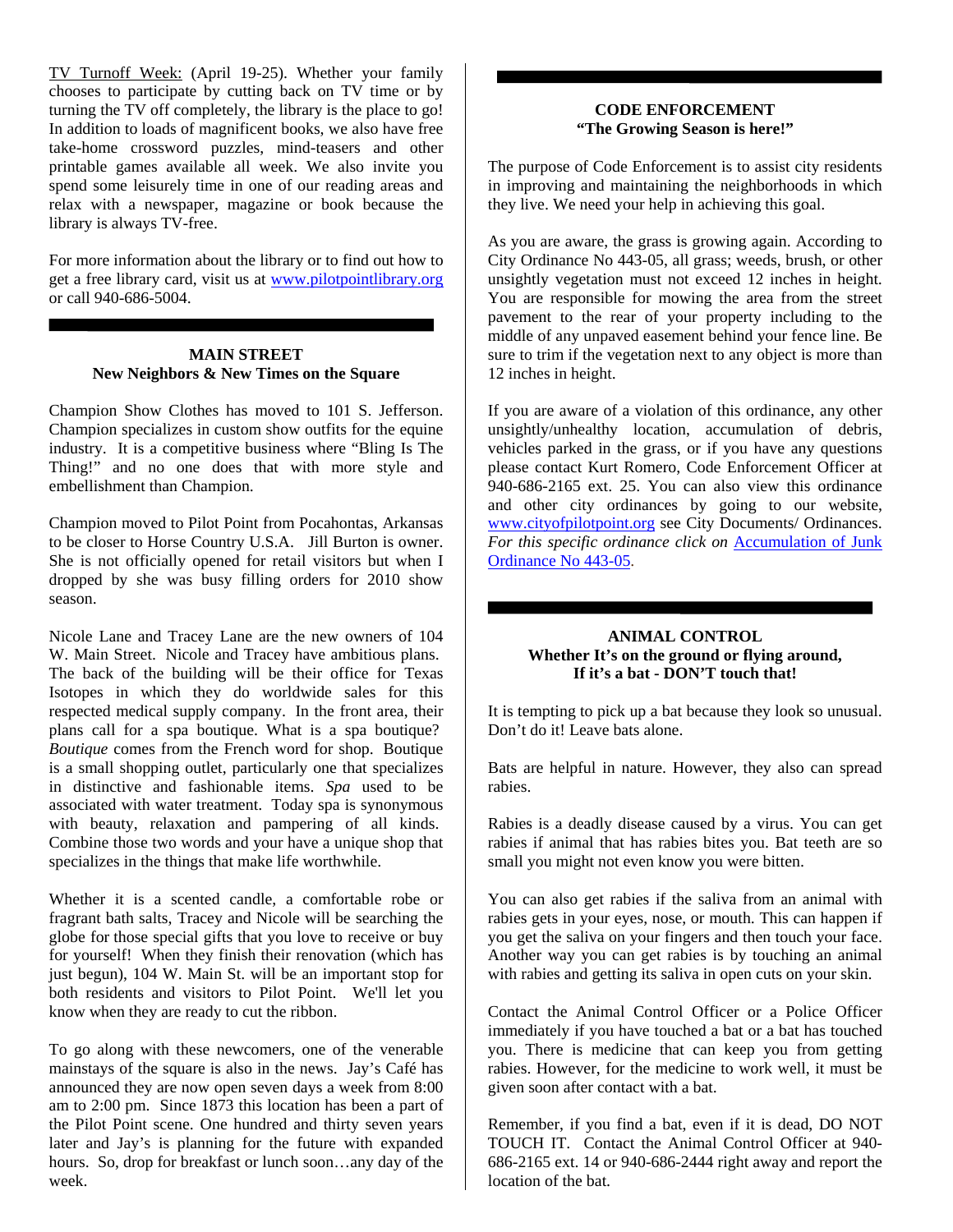TV Turnoff Week: (April 19-25). Whether your family chooses to participate by cutting back on TV time or by turning the TV off completely, the library is the place to go! In addition to loads of magnificent books, we also have free take-home crossword puzzles, mind-teasers and other printable games available all week. We also invite you spend some leisurely time in one of our reading areas and relax with a newspaper, magazine or book because the library is always TV-free.

For more information about the library or to find out how to get a free library card, visit us at www.pilotpointlibrary.org or call 940-686-5004.

---

## MAIN STREET
### New Neighbors & New Times on the Square

Champion Show Clothes has moved to 101 S. Jefferson. Champion specializes in custom show outfits for the equine industry. It is a competitive business where "Bling Is The Thing!" and no one does that with more style and embellishment than Champion.

Champion moved to Pilot Point from Pocahontas, Arkansas to be closer to Horse Country U.S.A. Jill Burton is owner. She is not officially opened for retail visitors but when I dropped by she was busy filling orders for 2010 show season.

Nicole Lane and Tracey Lane are the new owners of 104 W. Main Street. Nicole and Tracey have ambitious plans. The back of the building will be their office for Texas Isotopes in which they do worldwide sales for this respected medical supply company. In the front area, their plans call for a spa boutique. What is a spa boutique? *Boutique* comes from the French word for shop. Boutique is a small shopping outlet, particularly one that specializes in distinctive and fashionable items. *Spa* used to be associated with water treatment. Today spa is synonymous with beauty, relaxation and pampering of all kinds. Combine those two words and your have a unique shop that specializes in the things that make life worthwhile.

Whether it is a scented candle, a comfortable robe or fragrant bath salts, Tracey and Nicole will be searching the globe for those special gifts that you love to receive or buy for yourself! When they finish their renovation (which has just begun), 104 W. Main St. will be an important stop for both residents and visitors to Pilot Point. We'll let you know when they are ready to cut the ribbon.

To go along with these newcomers, one of the venerable mainstays of the square is also in the news. Jay's Café has announced they are now open seven days a week from 8:00 am to 2:00 pm. Since 1873 this location has been a part of the Pilot Point scene. One hundred and thirty seven years later and Jay's is planning for the future with expanded hours. So, drop for breakfast or lunch soon…any day of the week.

---

## CODE ENFORCEMENT
### "The Growing Season is here!"

The purpose of Code Enforcement is to assist city residents in improving and maintaining the neighborhoods in which they live. We need your help in achieving this goal.

As you are aware, the grass is growing again. According to City Ordinance No 443-05, all grass; weeds, brush, or other unsightly vegetation must not exceed 12 inches in height. You are responsible for mowing the area from the street pavement to the rear of your property including to the middle of any unpaved easement behind your fence line. Be sure to trim if the vegetation next to any object is more than 12 inches in height.

If you are aware of a violation of this ordinance, any other unsightly/unhealthy location, accumulation of debris, vehicles parked in the grass, or if you have any questions please contact Kurt Romero, Code Enforcement Officer at 940-686-2165 ext. 25. You can also view this ordinance and other city ordinances by going to our website, www.cityofpilotpoint.org see City Documents/ Ordinances. *For this specific ordinance click on* Accumulation of Junk Ordinance No 443-05.

---

## ANIMAL CONTROL
### Whether It's on the ground or flying around, If it's a bat - DON'T touch that!

It is tempting to pick up a bat because they look so unusual. Don't do it! Leave bats alone.

Bats are helpful in nature. However, they also can spread rabies.

Rabies is a deadly disease caused by a virus. You can get rabies if animal that has rabies bites you. Bat teeth are so small you might not even know you were bitten.

You can also get rabies if the saliva from an animal with rabies gets in your eyes, nose, or mouth. This can happen if you get the saliva on your fingers and then touch your face. Another way you can get rabies is by touching an animal with rabies and getting its saliva in open cuts on your skin.

Contact the Animal Control Officer or a Police Officer immediately if you have touched a bat or a bat has touched you. There is medicine that can keep you from getting rabies. However, for the medicine to work well, it must be given soon after contact with a bat.

Remember, if you find a bat, even if it is dead, DO NOT TOUCH IT. Contact the Animal Control Officer at 940-686-2165 ext. 14 or 940-686-2444 right away and report the location of the bat.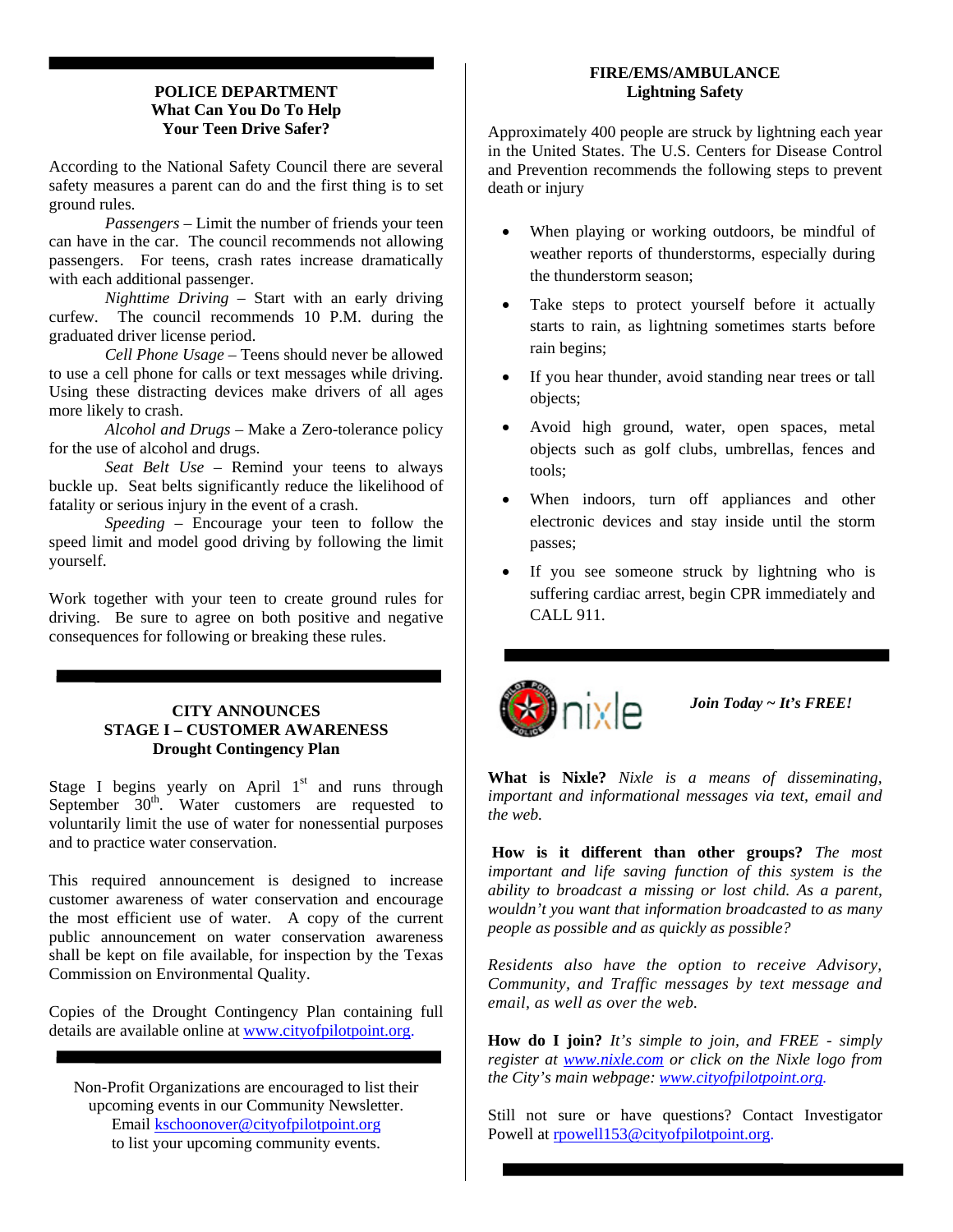## POLICE DEPARTMENT
### What Can You Do To Help Your Teen Drive Safer?

According to the National Safety Council there are several safety measures a parent can do and the first thing is to set ground rules.

*Passengers* – Limit the number of friends your teen can have in the car. The council recommends not allowing passengers. For teens, crash rates increase dramatically with each additional passenger.

*Nighttime Driving* – Start with an early driving curfew. The council recommends 10 P.M. during the graduated driver license period.

*Cell Phone Usage* – Teens should never be allowed to use a cell phone for calls or text messages while driving. Using these distracting devices make drivers of all ages more likely to crash.

*Alcohol and Drugs* – Make a Zero-tolerance policy for the use of alcohol and drugs.

*Seat Belt Use* – Remind your teens to always buckle up. Seat belts significantly reduce the likelihood of fatality or serious injury in the event of a crash.

*Speeding* – Encourage your teen to follow the speed limit and model good driving by following the limit yourself.

Work together with your teen to create ground rules for driving. Be sure to agree on both positive and negative consequences for following or breaking these rules.

## CITY ANNOUNCES
### STAGE I – CUSTOMER AWARENESS
### Drought Contingency Plan

Stage I begins yearly on April 1st and runs through September 30th. Water customers are requested to voluntarily limit the use of water for nonessential purposes and to practice water conservation.

This required announcement is designed to increase customer awareness of water conservation and encourage the most efficient use of water. A copy of the current public announcement on water conservation awareness shall be kept on file available, for inspection by the Texas Commission on Environmental Quality.

Copies of the Drought Contingency Plan containing full details are available online at www.cityofpilotpoint.org.

Non-Profit Organizations are encouraged to list their upcoming events in our Community Newsletter. Email kschoonover@cityofpilotpoint.org to list your upcoming community events.

## FIRE/EMS/AMBULANCE
### Lightning Safety

Approximately 400 people are struck by lightning each year in the United States. The U.S. Centers for Disease Control and Prevention recommends the following steps to prevent death or injury

- When playing or working outdoors, be mindful of weather reports of thunderstorms, especially during the thunderstorm season;
- Take steps to protect yourself before it actually starts to rain, as lightning sometimes starts before rain begins;
- If you hear thunder, avoid standing near trees or tall objects;
- Avoid high ground, water, open spaces, metal objects such as golf clubs, umbrellas, fences and tools;
- When indoors, turn off appliances and other electronic devices and stay inside until the storm passes;
- If you see someone struck by lightning who is suffering cardiac arrest, begin CPR immediately and CALL 911.

nixle

***Join Today ~ It's FREE!***

**What is Nixle?** *Nixle is a means of disseminating, important and informational messages via text, email and the web.*

**How is it different than other groups?** *The most important and life saving function of this system is the ability to broadcast a missing or lost child. As a parent, wouldn't you want that information broadcasted to as many people as possible and as quickly as possible?*

*Residents also have the option to receive Advisory, Community, and Traffic messages by text message and email, as well as over the web.*

**How do I join?** *It's simple to join, and FREE - simply register at www.nixle.com or click on the Nixle logo from the City's main webpage: www.cityofpilotpoint.org.*

Still not sure or have questions? Contact Investigator Powell at rpowell153@cityofpilotpoint.org.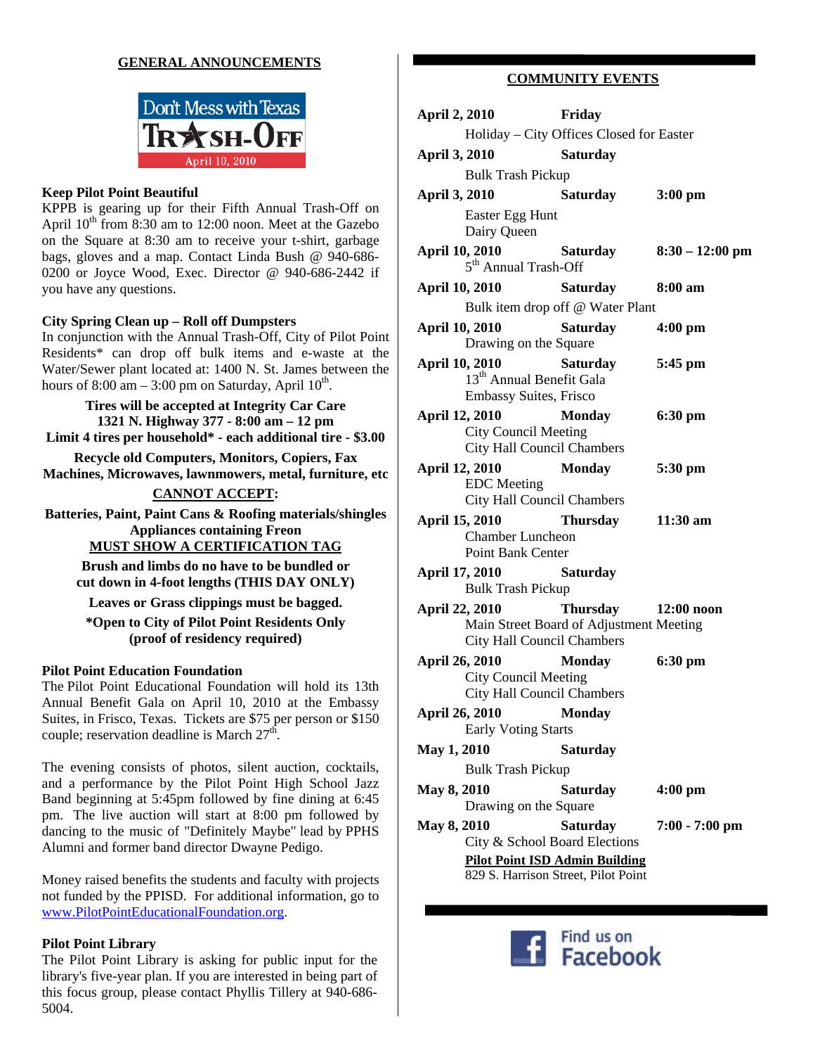## GENERAL ANNOUNCEMENTS

Don't Mess with Texas
TRASH-OFF
April 10, 2010

**Keep Pilot Point Beautiful**
KPPB is gearing up for their Fifth Annual Trash-Off on April 10th from 8:30 am to 12:00 noon. Meet at the Gazebo on the Square at 8:30 am to receive your t-shirt, garbage bags, gloves and a map. Contact Linda Bush @ 940-686-0200 or Joyce Wood, Exec. Director @ 940-686-2442 if you have any questions.

**City Spring Clean up – Roll off Dumpsters**
In conjunction with the Annual Trash-Off, City of Pilot Point Residents* can drop off bulk items and e-waste at the Water/Sewer plant located at: 1400 N. St. James between the hours of 8:00 am – 3:00 pm on Saturday, April 10th.

**Tires will be accepted at Integrity Car Care**
**1321 N. Highway 377 - 8:00 am – 12 pm**
**Limit 4 tires per household* - each additional tire - $3.00**

**Recycle old Computers, Monitors, Copiers, Fax Machines, Microwaves, lawnmowers, metal, furniture, etc**

**CANNOT ACCEPT:**

**Batteries, Paint, Paint Cans & Roofing materials/shingles**
**Appliances containing Freon**
**MUST SHOW A CERTIFICATION TAG**

**Brush and limbs do no have to be bundled or cut down in 4-foot lengths (THIS DAY ONLY)**

**Leaves or Grass clippings must be bagged.**

**\*Open to City of Pilot Point Residents Only (proof of residency required)**

**Pilot Point Education Foundation**
The Pilot Point Educational Foundation will hold its 13th Annual Benefit Gala on April 10, 2010 at the Embassy Suites, in Frisco, Texas. Tickets are $75 per person or $150 couple; reservation deadline is March 27th.

The evening consists of photos, silent auction, cocktails, and a performance by the Pilot Point High School Jazz Band beginning at 5:45pm followed by fine dining at 6:45 pm. The live auction will start at 8:00 pm followed by dancing to the music of "Definitely Maybe" lead by PPHS Alumni and former band director Dwayne Pedigo.

Money raised benefits the students and faculty with projects not funded by the PPISD. For additional information, go to www.PilotPointEducationalFoundation.org.

**Pilot Point Library**
The Pilot Point Library is asking for public input for the library's five-year plan. If you are interested in being part of this focus group, please contact Phyllis Tillery at 940-686-5004.

## COMMUNITY EVENTS

**April 2, 2010** — **Friday**
Holiday – City Offices Closed for Easter

**April 3, 2010** — **Saturday**
Bulk Trash Pickup

**April 3, 2010** — **Saturday** — **3:00 pm**
Easter Egg Hunt
Dairy Queen

**April 10, 2010** — **Saturday** — **8:30 – 12:00 pm**
5th Annual Trash-Off

**April 10, 2010** — **Saturday** — **8:00 am**
Bulk item drop off @ Water Plant

**April 10, 2010** — **Saturday** — **4:00 pm**
Drawing on the Square

**April 10, 2010** — **Saturday** — **5:45 pm**
13th Annual Benefit Gala
Embassy Suites, Frisco

**April 12, 2010** — **Monday** — **6:30 pm**
City Council Meeting
City Hall Council Chambers

**April 12, 2010** — **Monday** — **5:30 pm**
EDC Meeting
City Hall Council Chambers

**April 15, 2010** — **Thursday** — **11:30 am**
Chamber Luncheon
Point Bank Center

**April 17, 2010** — **Saturday**
Bulk Trash Pickup

**April 22, 2010** — **Thursday** — **12:00 noon**
Main Street Board of Adjustment Meeting
City Hall Council Chambers

**April 26, 2010** — **Monday** — **6:30 pm**
City Council Meeting
City Hall Council Chambers

**April 26, 2010** — **Monday**
Early Voting Starts

**May 1, 2010** — **Saturday**
Bulk Trash Pickup

**May 8, 2010** — **Saturday** — **4:00 pm**
Drawing on the Square

**May 8, 2010** — **Saturday** — **7:00 - 7:00 pm**
City & School Board Elections
**Pilot Point ISD Admin Building**
829 S. Harrison Street, Pilot Point

Find us on Facebook